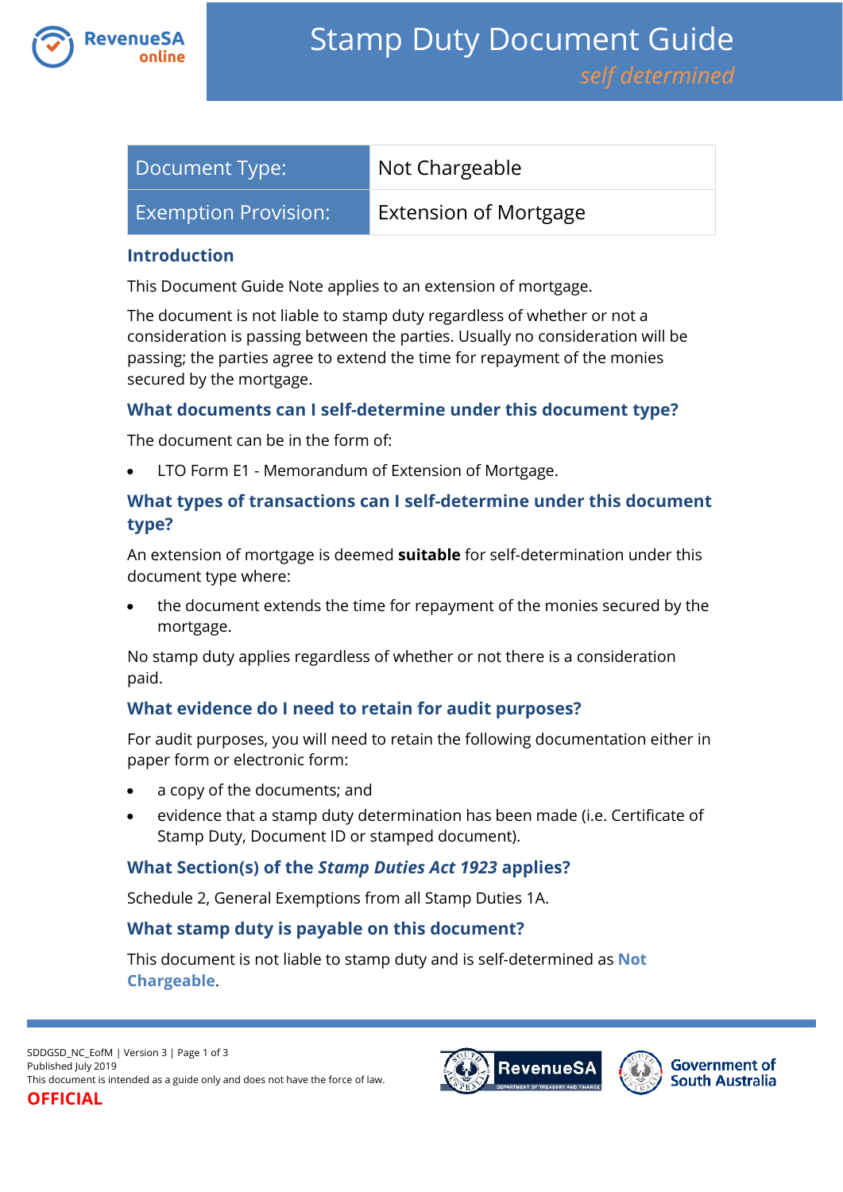# Stamp Duty Document Guide

*self determined*

| Document Type: | Not Chargeable |
|---|---|
| Exemption Provision: | Extension of Mortgage |

## Introduction

This Document Guide Note applies to an extension of mortgage.

The document is not liable to stamp duty regardless of whether or not a consideration is passing between the parties. Usually no consideration will be passing; the parties agree to extend the time for repayment of the monies secured by the mortgage.

## What documents can I self-determine under this document type?

The document can be in the form of:

- LTO Form E1 - Memorandum of Extension of Mortgage.

## What types of transactions can I self-determine under this document type?

An extension of mortgage is deemed **suitable** for self-determination under this document type where:

- the document extends the time for repayment of the monies secured by the mortgage.

No stamp duty applies regardless of whether or not there is a consideration paid.

## What evidence do I need to retain for audit purposes?

For audit purposes, you will need to retain the following documentation either in paper form or electronic form:

- a copy of the documents; and
- evidence that a stamp duty determination has been made (i.e. Certificate of Stamp Duty, Document ID or stamped document).

## What Section(s) of the *Stamp Duties Act 1923* applies?

Schedule 2, General Exemptions from all Stamp Duties 1A.

## What stamp duty is payable on this document?

This document is not liable to stamp duty and is self-determined as **Not Chargeable**.

SDDGSD_NC_EofM | Version 3
Published July 2019
This document is intended as a guide only and does not have the force of law.
**OFFICIAL**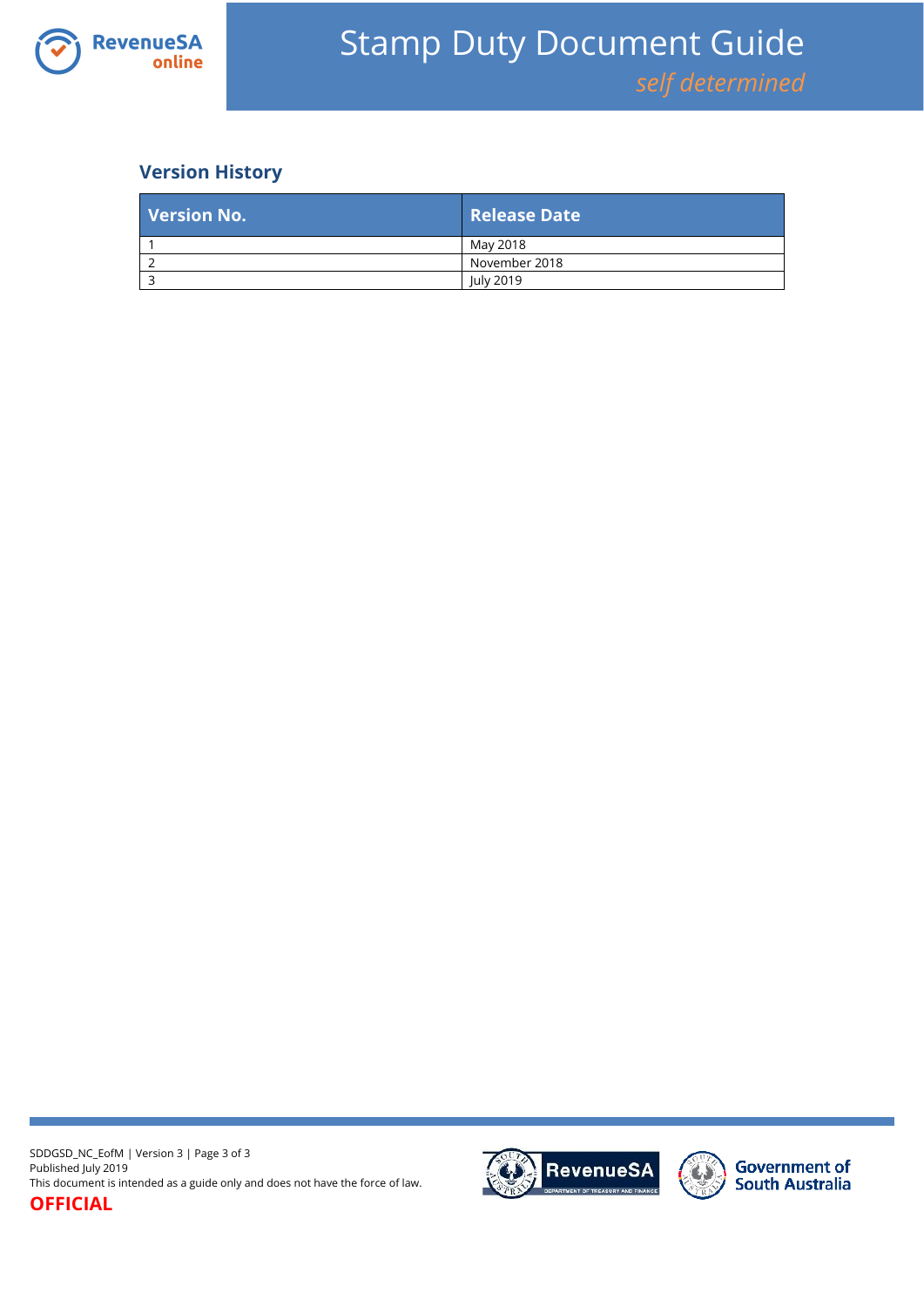## Version History

| Version No. | Release Date |
| --- | --- |
| 1 | May 2018 |
| 2 | November 2018 |
| 3 | July 2019 |